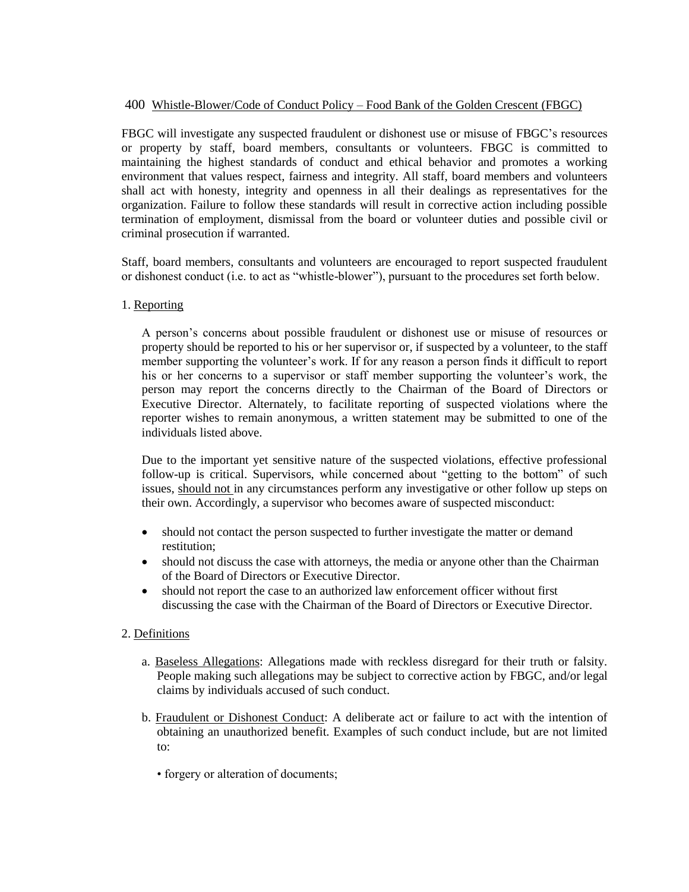## 400 Whistle-Blower/Code of Conduct Policy – Food Bank of the Golden Crescent (FBGC)

FBGC will investigate any suspected fraudulent or dishonest use or misuse of FBGC's resources or property by staff, board members, consultants or volunteers. FBGC is committed to maintaining the highest standards of conduct and ethical behavior and promotes a working environment that values respect, fairness and integrity. All staff, board members and volunteers shall act with honesty, integrity and openness in all their dealings as representatives for the organization. Failure to follow these standards will result in corrective action including possible termination of employment, dismissal from the board or volunteer duties and possible civil or criminal prosecution if warranted.

Staff, board members, consultants and volunteers are encouraged to report suspected fraudulent or dishonest conduct (i.e. to act as "whistle-blower"), pursuant to the procedures set forth below.

### 1. Reporting

A person's concerns about possible fraudulent or dishonest use or misuse of resources or property should be reported to his or her supervisor or, if suspected by a volunteer, to the staff member supporting the volunteer's work. If for any reason a person finds it difficult to report his or her concerns to a supervisor or staff member supporting the volunteer's work, the person may report the concerns directly to the Chairman of the Board of Directors or Executive Director. Alternately, to facilitate reporting of suspected violations where the reporter wishes to remain anonymous, a written statement may be submitted to one of the individuals listed above.

Due to the important yet sensitive nature of the suspected violations, effective professional follow-up is critical. Supervisors, while concerned about "getting to the bottom" of such issues, should not in any circumstances perform any investigative or other follow up steps on their own. Accordingly, a supervisor who becomes aware of suspected misconduct:

- should not contact the person suspected to further investigate the matter or demand restitution;
- should not discuss the case with attorneys, the media or anyone other than the Chairman of the Board of Directors or Executive Director.
- should not report the case to an authorized law enforcement officer without first discussing the case with the Chairman of the Board of Directors or Executive Director.

### 2. Definitions

a. Baseless Allegations: Allegations made with reckless disregard for their truth or falsity. People making such allegations may be subject to corrective action by FBGC, and/or legal claims by individuals accused of such conduct.

b. Fraudulent or Dishonest Conduct: A deliberate act or failure to act with the intention of obtaining an unauthorized benefit. Examples of such conduct include, but are not limited to:

- forgery or alteration of documents;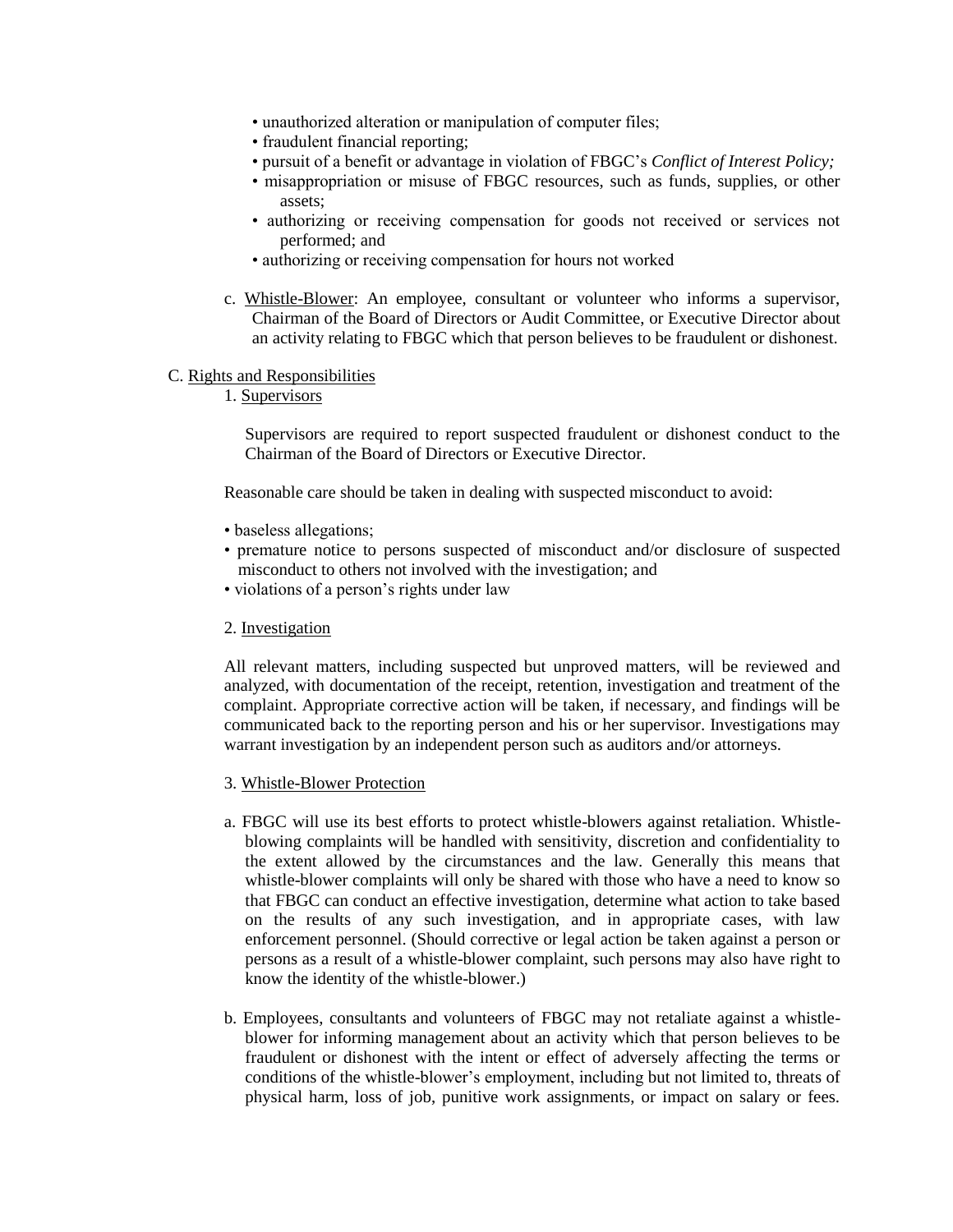- unauthorized alteration or manipulation of computer files;
- fraudulent financial reporting;
- pursuit of a benefit or advantage in violation of FBGC's *Conflict of Interest Policy;*
- misappropriation or misuse of FBGC resources, such as funds, supplies, or other assets;
- authorizing or receiving compensation for goods not received or services not performed; and
- authorizing or receiving compensation for hours not worked

c. Whistle-Blower: An employee, consultant or volunteer who informs a supervisor, Chairman of the Board of Directors or Audit Committee, or Executive Director about an activity relating to FBGC which that person believes to be fraudulent or dishonest.

C. Rights and Responsibilities

1. Supervisors

Supervisors are required to report suspected fraudulent or dishonest conduct to the Chairman of the Board of Directors or Executive Director.

Reasonable care should be taken in dealing with suspected misconduct to avoid:

- baseless allegations;
- premature notice to persons suspected of misconduct and/or disclosure of suspected misconduct to others not involved with the investigation; and
- violations of a person's rights under law

2. Investigation

All relevant matters, including suspected but unproved matters, will be reviewed and analyzed, with documentation of the receipt, retention, investigation and treatment of the complaint. Appropriate corrective action will be taken, if necessary, and findings will be communicated back to the reporting person and his or her supervisor. Investigations may warrant investigation by an independent person such as auditors and/or attorneys.

3. Whistle-Blower Protection

a. FBGC will use its best efforts to protect whistle-blowers against retaliation. Whistle-blowing complaints will be handled with sensitivity, discretion and confidentiality to the extent allowed by the circumstances and the law. Generally this means that whistle-blower complaints will only be shared with those who have a need to know so that FBGC can conduct an effective investigation, determine what action to take based on the results of any such investigation, and in appropriate cases, with law enforcement personnel. (Should corrective or legal action be taken against a person or persons as a result of a whistle-blower complaint, such persons may also have right to know the identity of the whistle-blower.)

b. Employees, consultants and volunteers of FBGC may not retaliate against a whistle-blower for informing management about an activity which that person believes to be fraudulent or dishonest with the intent or effect of adversely affecting the terms or conditions of the whistle-blower's employment, including but not limited to, threats of physical harm, loss of job, punitive work assignments, or impact on salary or fees.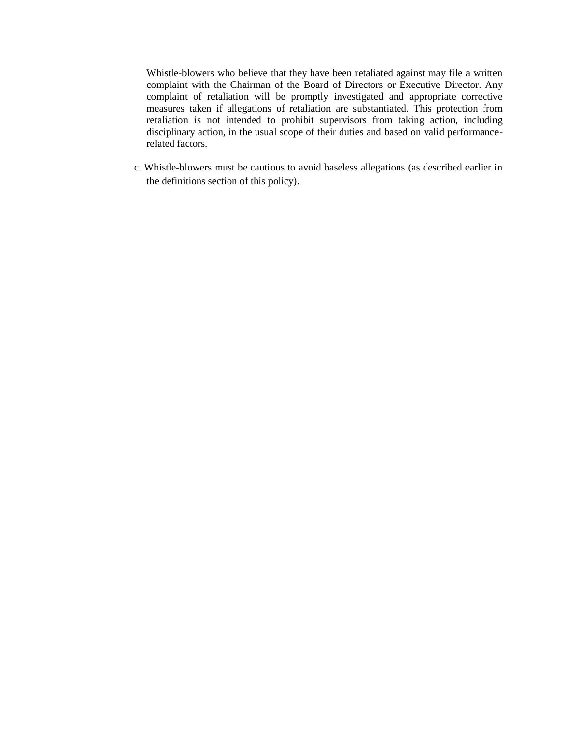Whistle-blowers who believe that they have been retaliated against may file a written complaint with the Chairman of the Board of Directors or Executive Director. Any complaint of retaliation will be promptly investigated and appropriate corrective measures taken if allegations of retaliation are substantiated. This protection from retaliation is not intended to prohibit supervisors from taking action, including disciplinary action, in the usual scope of their duties and based on valid performance-related factors.

c. Whistle-blowers must be cautious to avoid baseless allegations (as described earlier in the definitions section of this policy).